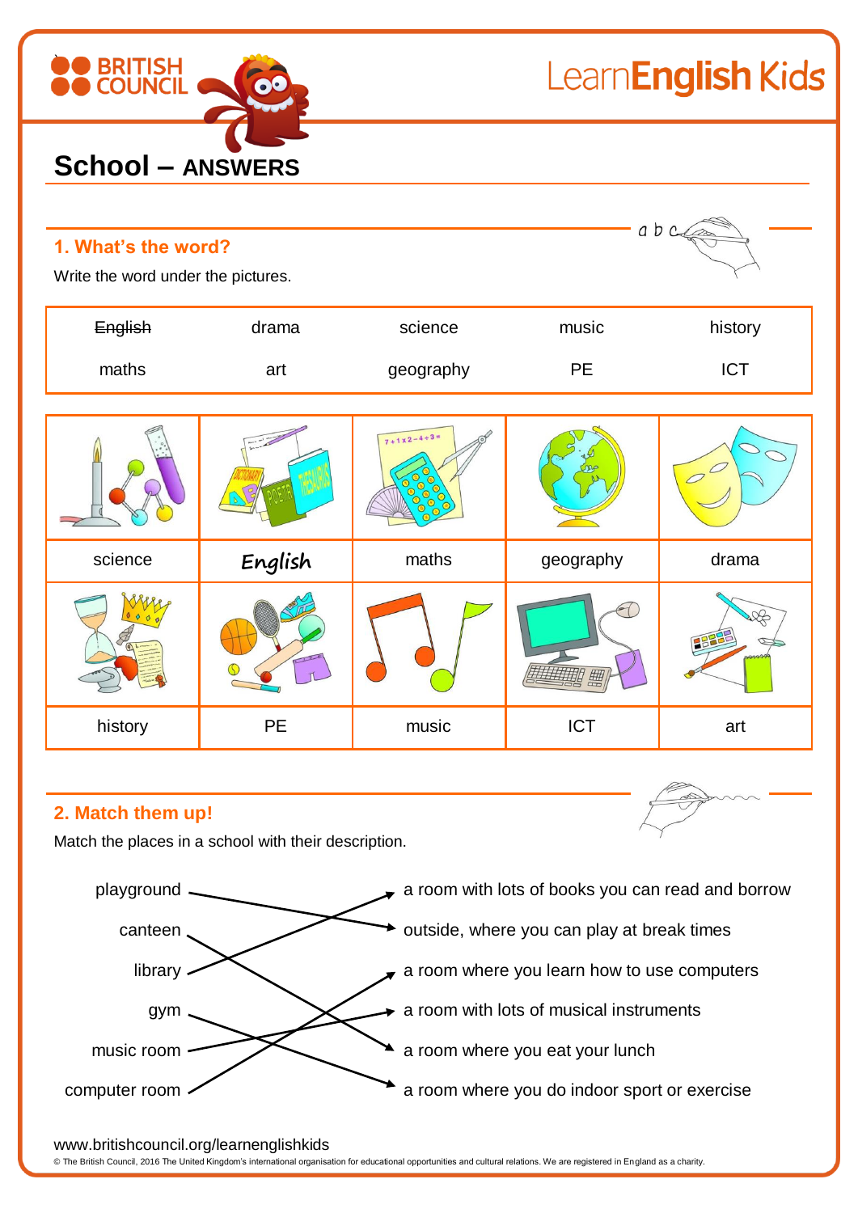BRITISH COUNCIL

LearnEnglish Kids

# School – ANSWERS

## 1. What's the word?

Write the word under the pictures.

| ~~English~~ | drama | science | music | history |
| --- | --- | --- | --- | --- |
| maths | art | geography | PE | ICT |

| science | English | maths | geography | drama |
| --- | --- | --- | --- | --- |
| history | PE | music | ICT | art |

## 2. Match them up!

Match the places in a school with their description.

- playground → outside, where you can play at break times
- canteen → a room where you eat your lunch
- library → a room with lots of books you can read and borrow
- gym → a room where you do indoor sport or exercise
- music room → a room with lots of musical instruments
- computer room → a room where you learn how to use computers

www.britishcouncil.org/learnenglishkids

© The British Council, 2016 The United Kingdom's international organisation for educational opportunities and cultural relations. We are registered in England as a charity.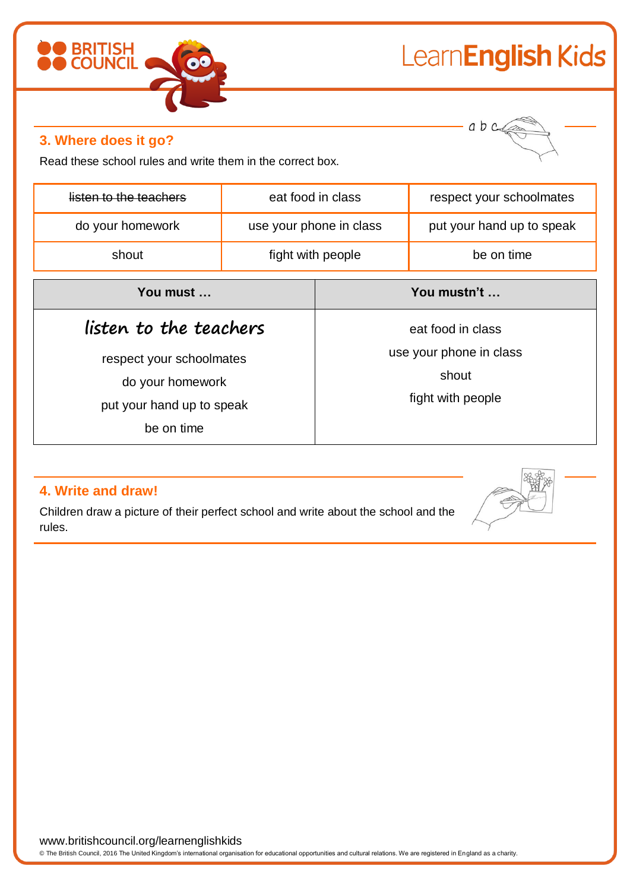### 3. Where does it go?

Read these school rules and write them in the correct box.

| | | |
|---|---|---|
| ~~listen to the teachers~~ | eat food in class | respect your schoolmates |
| do your homework | use your phone in class | put your hand up to speak |
| shout | fight with people | be on time |

| You must … | You mustn't … |
|---|---|
| *listen to the teachers*<br>respect your schoolmates<br>do your homework<br>put your hand up to speak<br>be on time | eat food in class<br>use your phone in class<br>shout<br>fight with people |

### 4. Write and draw!

Children draw a picture of their perfect school and write about the school and the rules.

www.britishcouncil.org/learnenglishkids

© The British Council, 2016 The United Kingdom's international organisation for educational opportunities and cultural relations. We are registered in England as a charity.